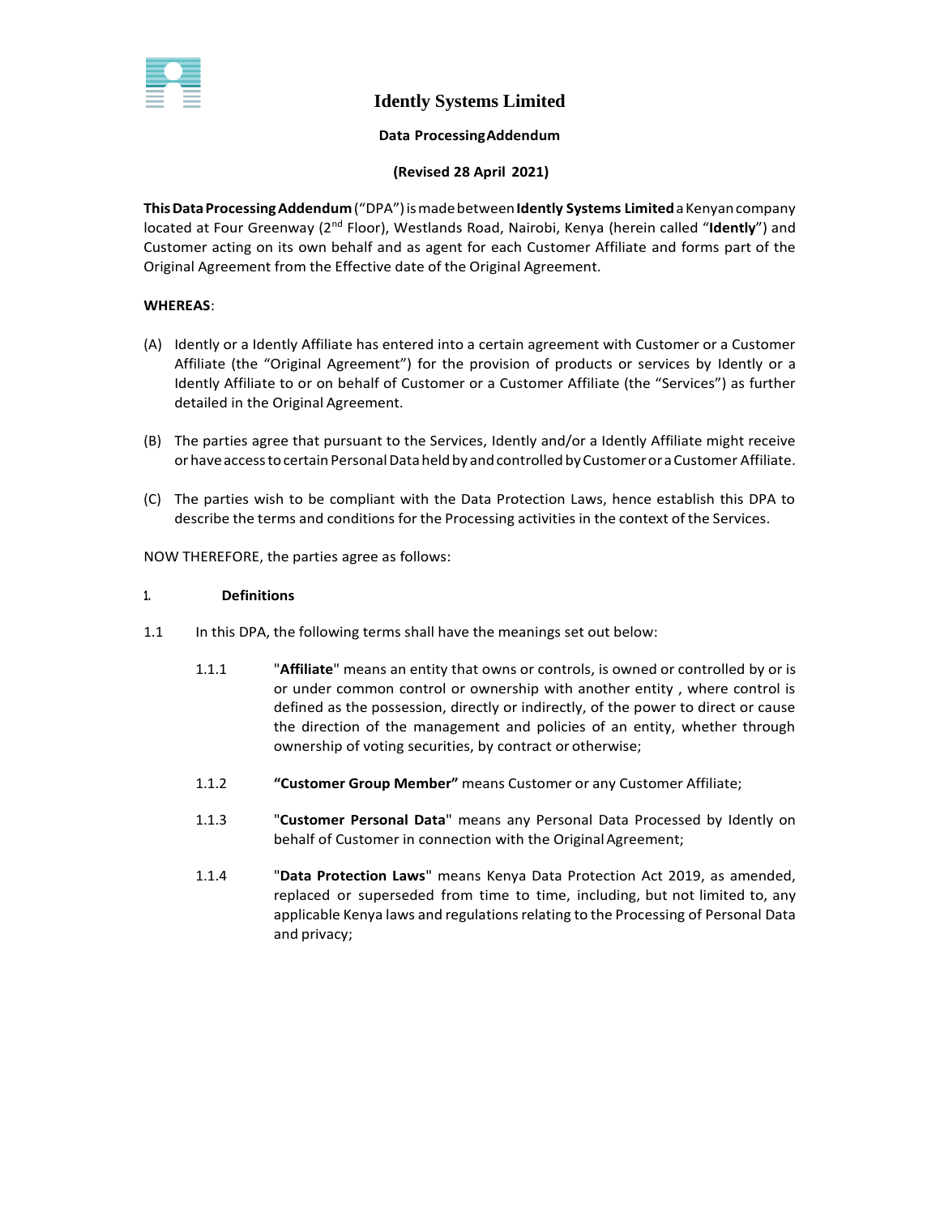# Idently Systems Limited

**Data Processing Addendum**

**(Revised 28 April 2021)**

**This Data Processing Addendum** ("DPA") is made between **Idently Systems Limited** a Kenyan company located at Four Greenway (2nd Floor), Westlands Road, Nairobi, Kenya (herein called "**Idently**") and Customer acting on its own behalf and as agent for each Customer Affiliate and forms part of the Original Agreement from the Effective date of the Original Agreement.

**WHEREAS**:

(A) Idently or a Idently Affiliate has entered into a certain agreement with Customer or a Customer Affiliate (the "Original Agreement") for the provision of products or services by Idently or a Idently Affiliate to or on behalf of Customer or a Customer Affiliate (the "Services") as further detailed in the Original Agreement.

(B) The parties agree that pursuant to the Services, Idently and/or a Idently Affiliate might receive or have access to certain Personal Data held by and controlled by Customer or a Customer Affiliate.

(C) The parties wish to be compliant with the Data Protection Laws, hence establish this DPA to describe the terms and conditions for the Processing activities in the context of the Services.

NOW THEREFORE, the parties agree as follows:

1. **Definitions**

1.1 In this DPA, the following terms shall have the meanings set out below:

1.1.1 "**Affiliate**" means an entity that owns or controls, is owned or controlled by or is or under common control or ownership with another entity , where control is defined as the possession, directly or indirectly, of the power to direct or cause the direction of the management and policies of an entity, whether through ownership of voting securities, by contract or otherwise;

1.1.2 **"Customer Group Member"** means Customer or any Customer Affiliate;

1.1.3 "**Customer Personal Data**" means any Personal Data Processed by Idently on behalf of Customer in connection with the Original Agreement;

1.1.4 "**Data Protection Laws**" means Kenya Data Protection Act 2019, as amended, replaced or superseded from time to time, including, but not limited to, any applicable Kenya laws and regulations relating to the Processing of Personal Data and privacy;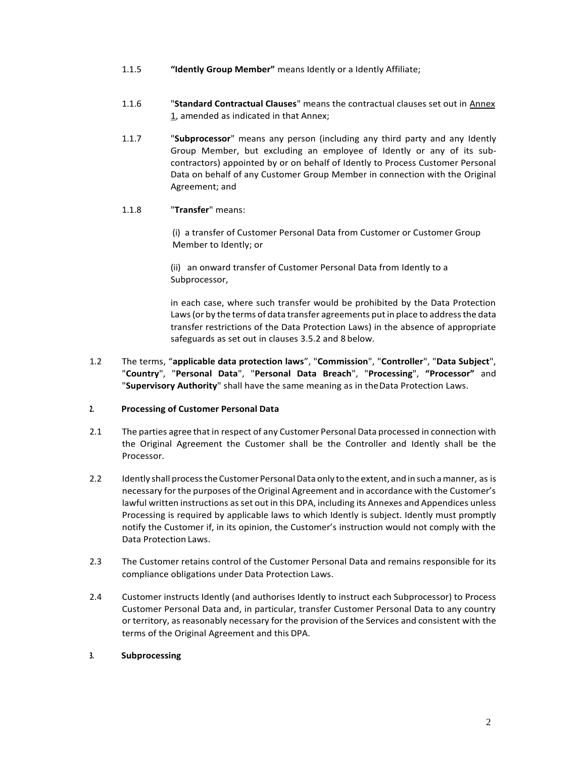1.1.5 **"Idently Group Member"** means Idently or a Idently Affiliate;

1.1.6 "**Standard Contractual Clauses**" means the contractual clauses set out in Annex 1, amended as indicated in that Annex;

1.1.7 "**Subprocessor**" means any person (including any third party and any Idently Group Member, but excluding an employee of Idently or any of its sub-contractors) appointed by or on behalf of Idently to Process Customer Personal Data on behalf of any Customer Group Member in connection with the Original Agreement; and

1.1.8 "**Transfer**" means:

(i) a transfer of Customer Personal Data from Customer or Customer Group Member to Idently; or

(ii) an onward transfer of Customer Personal Data from Idently to a Subprocessor,

in each case, where such transfer would be prohibited by the Data Protection Laws (or by the terms of data transfer agreements put in place to address the data transfer restrictions of the Data Protection Laws) in the absence of appropriate safeguards as set out in clauses 3.5.2 and 8 below.

1.2 The terms, "**applicable data protection laws**", "**Commission**", "**Controller**", "**Data Subject**", "**Country**", "**Personal Data**", "**Personal Data Breach**", "**Processing**", **"Processor"** and "**Supervisory Authority**" shall have the same meaning as in the Data Protection Laws.

## 2. Processing of Customer Personal Data

2.1 The parties agree that in respect of any Customer Personal Data processed in connection with the Original Agreement the Customer shall be the Controller and Idently shall be the Processor.

2.2 Idently shall process the Customer Personal Data only to the extent, and in such a manner, as is necessary for the purposes of the Original Agreement and in accordance with the Customer's lawful written instructions as set out in this DPA, including its Annexes and Appendices unless Processing is required by applicable laws to which Idently is subject. Idently must promptly notify the Customer if, in its opinion, the Customer's instruction would not comply with the Data Protection Laws.

2.3 The Customer retains control of the Customer Personal Data and remains responsible for its compliance obligations under Data Protection Laws.

2.4 Customer instructs Idently (and authorises Idently to instruct each Subprocessor) to Process Customer Personal Data and, in particular, transfer Customer Personal Data to any country or territory, as reasonably necessary for the provision of the Services and consistent with the terms of the Original Agreement and this DPA.

## 3. Subprocessing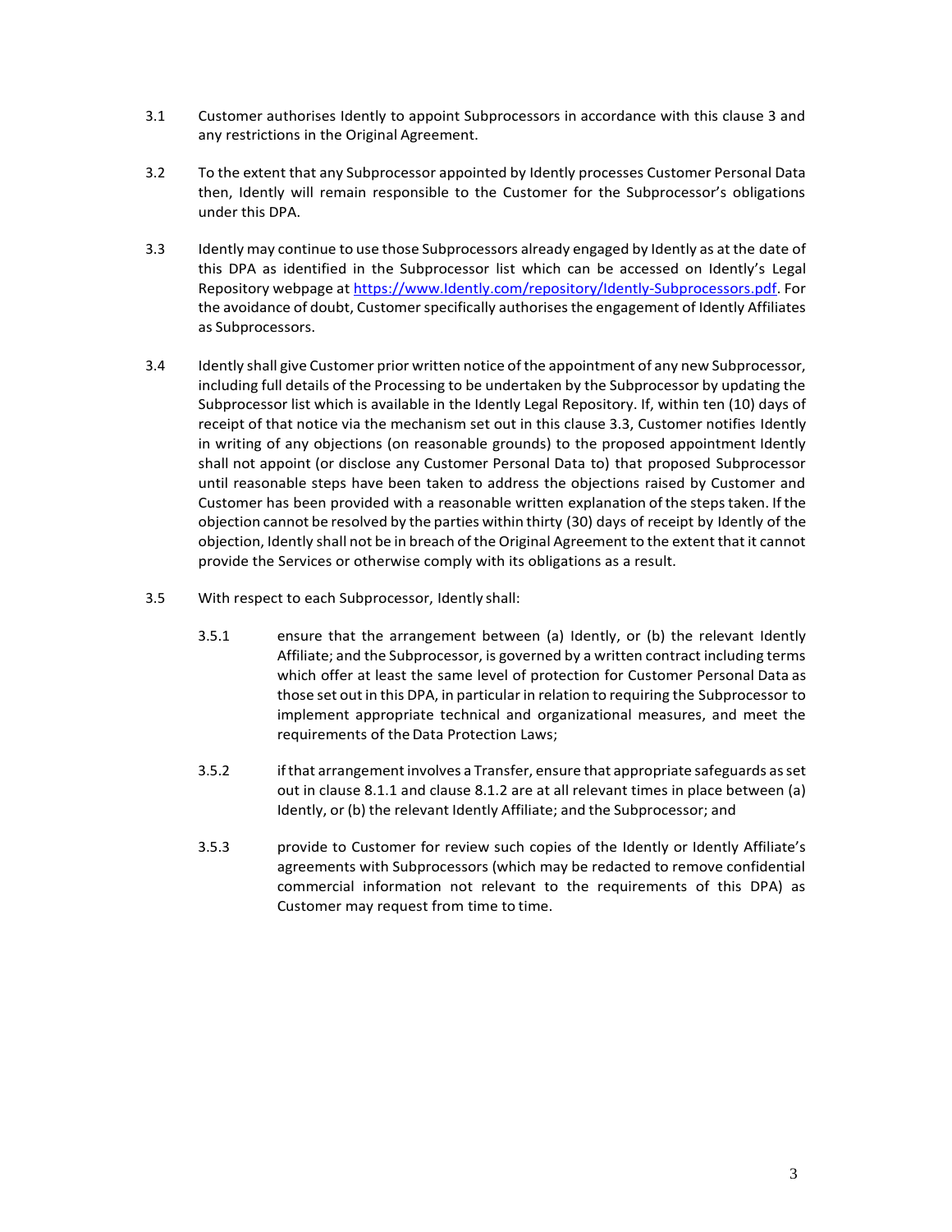3.1 Customer authorises Idently to appoint Subprocessors in accordance with this clause 3 and any restrictions in the Original Agreement.

3.2 To the extent that any Subprocessor appointed by Idently processes Customer Personal Data then, Idently will remain responsible to the Customer for the Subprocessor's obligations under this DPA.

3.3 Idently may continue to use those Subprocessors already engaged by Idently as at the date of this DPA as identified in the Subprocessor list which can be accessed on Idently's Legal Repository webpage at [https://www.Idently.com/repository/Idently-Subprocessors.pdf](https://www.Idently.com/repository/Idently-Subprocessors.pdf). For the avoidance of doubt, Customer specifically authorises the engagement of Idently Affiliates as Subprocessors.

3.4 Idently shall give Customer prior written notice of the appointment of any new Subprocessor, including full details of the Processing to be undertaken by the Subprocessor by updating the Subprocessor list which is available in the Idently Legal Repository. If, within ten (10) days of receipt of that notice via the mechanism set out in this clause 3.3, Customer notifies Idently in writing of any objections (on reasonable grounds) to the proposed appointment Idently shall not appoint (or disclose any Customer Personal Data to) that proposed Subprocessor until reasonable steps have been taken to address the objections raised by Customer and Customer has been provided with a reasonable written explanation of the steps taken. If the objection cannot be resolved by the parties within thirty (30) days of receipt by Idently of the objection, Idently shall not be in breach of the Original Agreement to the extent that it cannot provide the Services or otherwise comply with its obligations as a result.

3.5 With respect to each Subprocessor, Idently shall:

3.5.1 ensure that the arrangement between (a) Idently, or (b) the relevant Idently Affiliate; and the Subprocessor, is governed by a written contract including terms which offer at least the same level of protection for Customer Personal Data as those set out in this DPA, in particular in relation to requiring the Subprocessor to implement appropriate technical and organizational measures, and meet the requirements of the Data Protection Laws;

3.5.2 if that arrangement involves a Transfer, ensure that appropriate safeguards as set out in clause 8.1.1 and clause 8.1.2 are at all relevant times in place between (a) Idently, or (b) the relevant Idently Affiliate; and the Subprocessor; and

3.5.3 provide to Customer for review such copies of the Idently or Idently Affiliate's agreements with Subprocessors (which may be redacted to remove confidential commercial information not relevant to the requirements of this DPA) as Customer may request from time to time.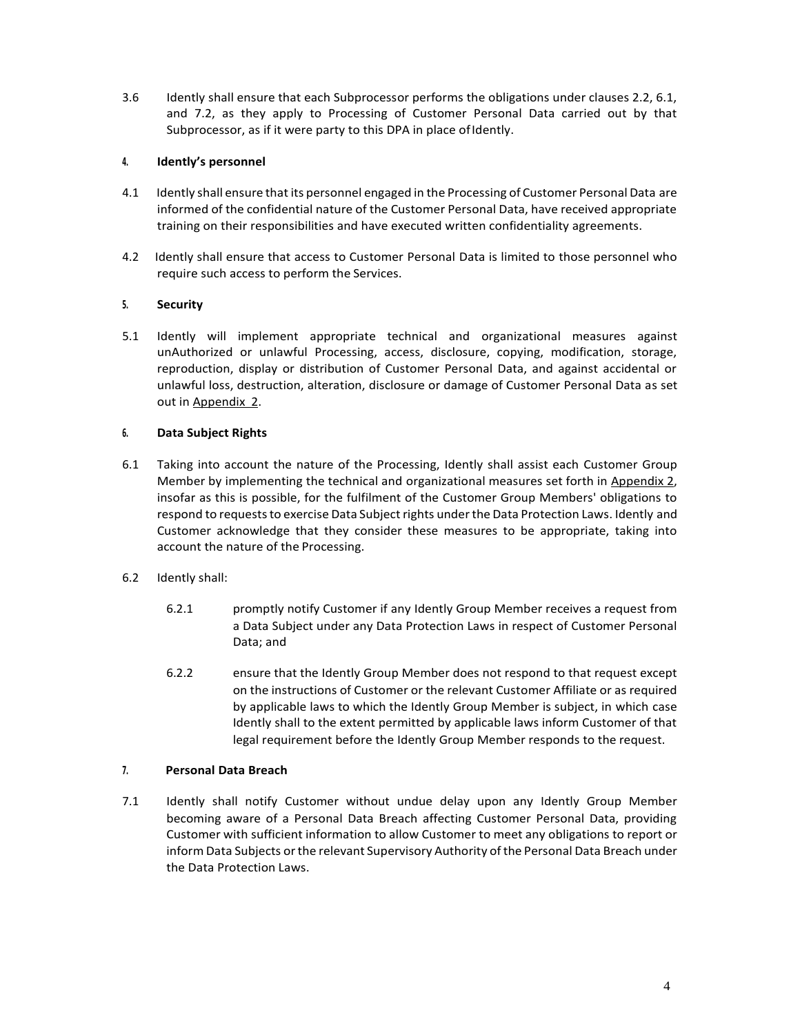3.6 Idently shall ensure that each Subprocessor performs the obligations under clauses 2.2, 6.1, and 7.2, as they apply to Processing of Customer Personal Data carried out by that Subprocessor, as if it were party to this DPA in place of Idently.

## 4. Idently's personnel

4.1 Idently shall ensure that its personnel engaged in the Processing of Customer Personal Data are informed of the confidential nature of the Customer Personal Data, have received appropriate training on their responsibilities and have executed written confidentiality agreements.

4.2 Idently shall ensure that access to Customer Personal Data is limited to those personnel who require such access to perform the Services.

## 5. Security

5.1 Idently will implement appropriate technical and organizational measures against unAuthorized or unlawful Processing, access, disclosure, copying, modification, storage, reproduction, display or distribution of Customer Personal Data, and against accidental or unlawful loss, destruction, alteration, disclosure or damage of Customer Personal Data as set out in Appendix 2.

## 6. Data Subject Rights

6.1 Taking into account the nature of the Processing, Idently shall assist each Customer Group Member by implementing the technical and organizational measures set forth in Appendix 2, insofar as this is possible, for the fulfilment of the Customer Group Members' obligations to respond to requests to exercise Data Subject rights under the Data Protection Laws. Idently and Customer acknowledge that they consider these measures to be appropriate, taking into account the nature of the Processing.

6.2 Idently shall:

6.2.1 promptly notify Customer if any Idently Group Member receives a request from a Data Subject under any Data Protection Laws in respect of Customer Personal Data; and

6.2.2 ensure that the Idently Group Member does not respond to that request except on the instructions of Customer or the relevant Customer Affiliate or as required by applicable laws to which the Idently Group Member is subject, in which case Idently shall to the extent permitted by applicable laws inform Customer of that legal requirement before the Idently Group Member responds to the request.

## 7. Personal Data Breach

7.1 Idently shall notify Customer without undue delay upon any Idently Group Member becoming aware of a Personal Data Breach affecting Customer Personal Data, providing Customer with sufficient information to allow Customer to meet any obligations to report or inform Data Subjects or the relevant Supervisory Authority of the Personal Data Breach under the Data Protection Laws.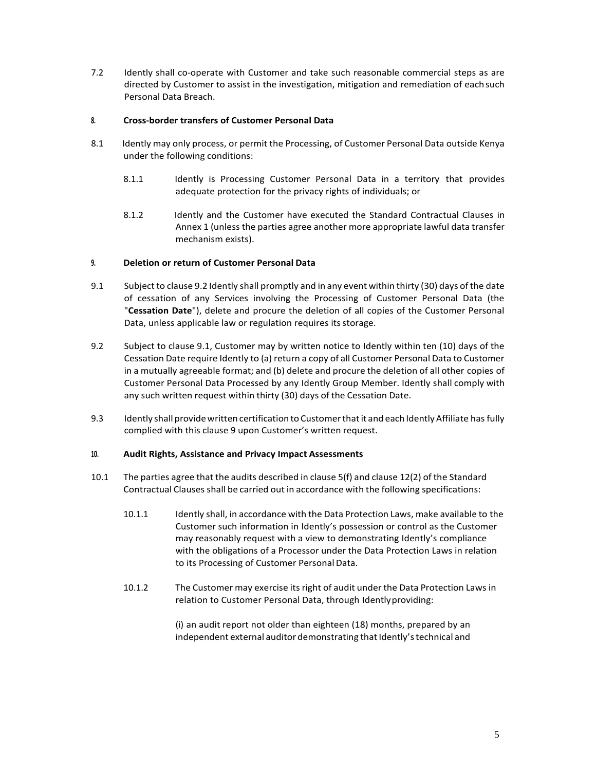7.2 Idently shall co-operate with Customer and take such reasonable commercial steps as are directed by Customer to assist in the investigation, mitigation and remediation of each such Personal Data Breach.

## 8. Cross-border transfers of Customer Personal Data

8.1 Idently may only process, or permit the Processing, of Customer Personal Data outside Kenya under the following conditions:

8.1.1 Idently is Processing Customer Personal Data in a territory that provides adequate protection for the privacy rights of individuals; or

8.1.2 Idently and the Customer have executed the Standard Contractual Clauses in Annex 1 (unless the parties agree another more appropriate lawful data transfer mechanism exists).

## 9. Deletion or return of Customer Personal Data

9.1 Subject to clause 9.2 Idently shall promptly and in any event within thirty (30) days of the date of cessation of any Services involving the Processing of Customer Personal Data (the "**Cessation Date**"), delete and procure the deletion of all copies of the Customer Personal Data, unless applicable law or regulation requires its storage.

9.2 Subject to clause 9.1, Customer may by written notice to Idently within ten (10) days of the Cessation Date require Idently to (a) return a copy of all Customer Personal Data to Customer in a mutually agreeable format; and (b) delete and procure the deletion of all other copies of Customer Personal Data Processed by any Idently Group Member. Idently shall comply with any such written request within thirty (30) days of the Cessation Date.

9.3 Idently shall provide written certification to Customer that it and each Idently Affiliate has fully complied with this clause 9 upon Customer's written request.

## 10. Audit Rights, Assistance and Privacy Impact Assessments

10.1 The parties agree that the audits described in clause 5(f) and clause 12(2) of the Standard Contractual Clauses shall be carried out in accordance with the following specifications:

10.1.1 Idently shall, in accordance with the Data Protection Laws, make available to the Customer such information in Idently's possession or control as the Customer may reasonably request with a view to demonstrating Idently's compliance with the obligations of a Processor under the Data Protection Laws in relation to its Processing of Customer Personal Data.

10.1.2 The Customer may exercise its right of audit under the Data Protection Laws in relation to Customer Personal Data, through Idently providing:

(i) an audit report not older than eighteen (18) months, prepared by an independent external auditor demonstrating that Idently's technical and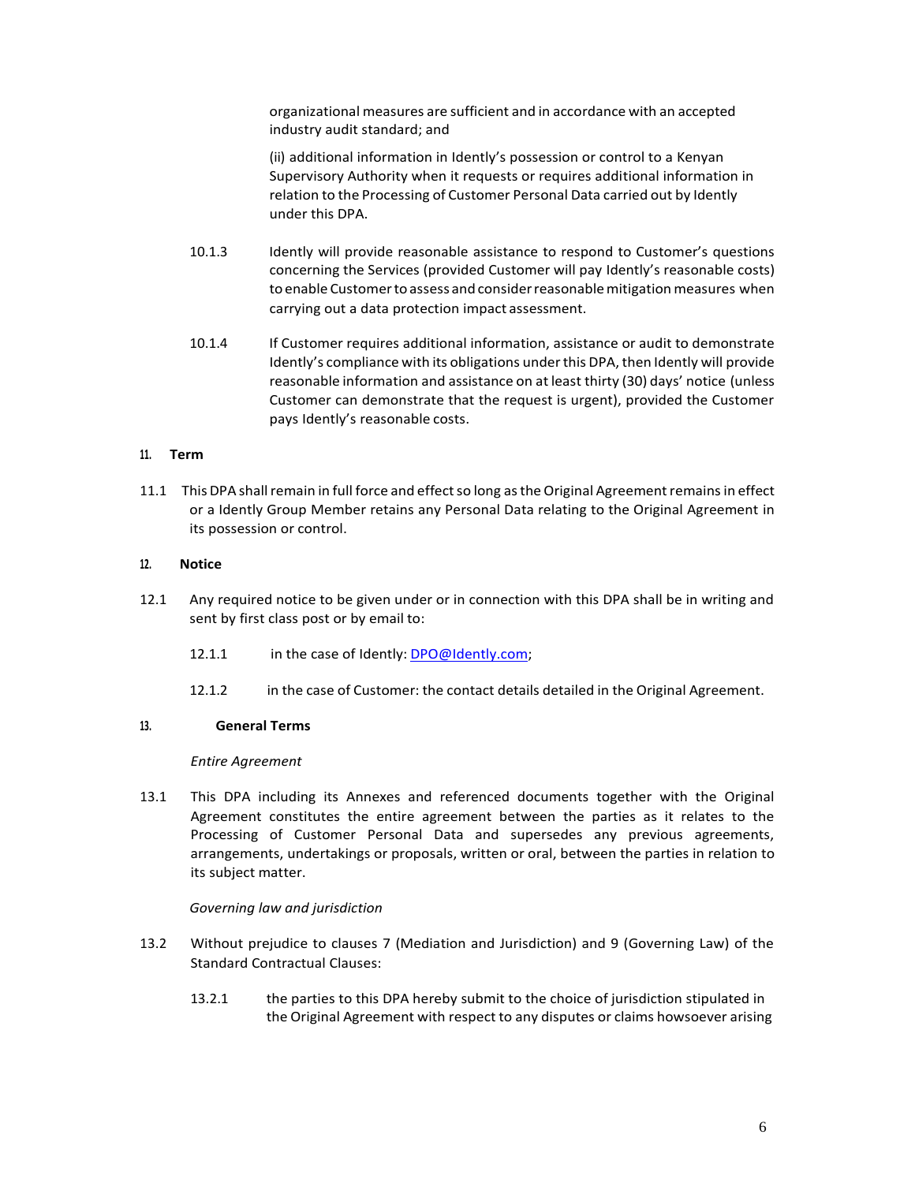organizational measures are sufficient and in accordance with an accepted industry audit standard; and

(ii) additional information in Idently's possession or control to a Kenyan Supervisory Authority when it requests or requires additional information in relation to the Processing of Customer Personal Data carried out by Idently under this DPA.

10.1.3 Idently will provide reasonable assistance to respond to Customer's questions concerning the Services (provided Customer will pay Idently's reasonable costs) to enable Customer to assess and consider reasonable mitigation measures when carrying out a data protection impact assessment.

10.1.4 If Customer requires additional information, assistance or audit to demonstrate Idently's compliance with its obligations under this DPA, then Idently will provide reasonable information and assistance on at least thirty (30) days' notice (unless Customer can demonstrate that the request is urgent), provided the Customer pays Idently's reasonable costs.

## 11. Term

11.1 This DPA shall remain in full force and effect so long as the Original Agreement remains in effect or a Idently Group Member retains any Personal Data relating to the Original Agreement in its possession or control.

## 12. Notice

12.1 Any required notice to be given under or in connection with this DPA shall be in writing and sent by first class post or by email to:

12.1.1 in the case of Idently: DPO@Idently.com;

12.1.2 in the case of Customer: the contact details detailed in the Original Agreement.

## 13. General Terms

*Entire Agreement*

13.1 This DPA including its Annexes and referenced documents together with the Original Agreement constitutes the entire agreement between the parties as it relates to the Processing of Customer Personal Data and supersedes any previous agreements, arrangements, undertakings or proposals, written or oral, between the parties in relation to its subject matter.

*Governing law and jurisdiction*

13.2 Without prejudice to clauses 7 (Mediation and Jurisdiction) and 9 (Governing Law) of the Standard Contractual Clauses:

13.2.1 the parties to this DPA hereby submit to the choice of jurisdiction stipulated in the Original Agreement with respect to any disputes or claims howsoever arising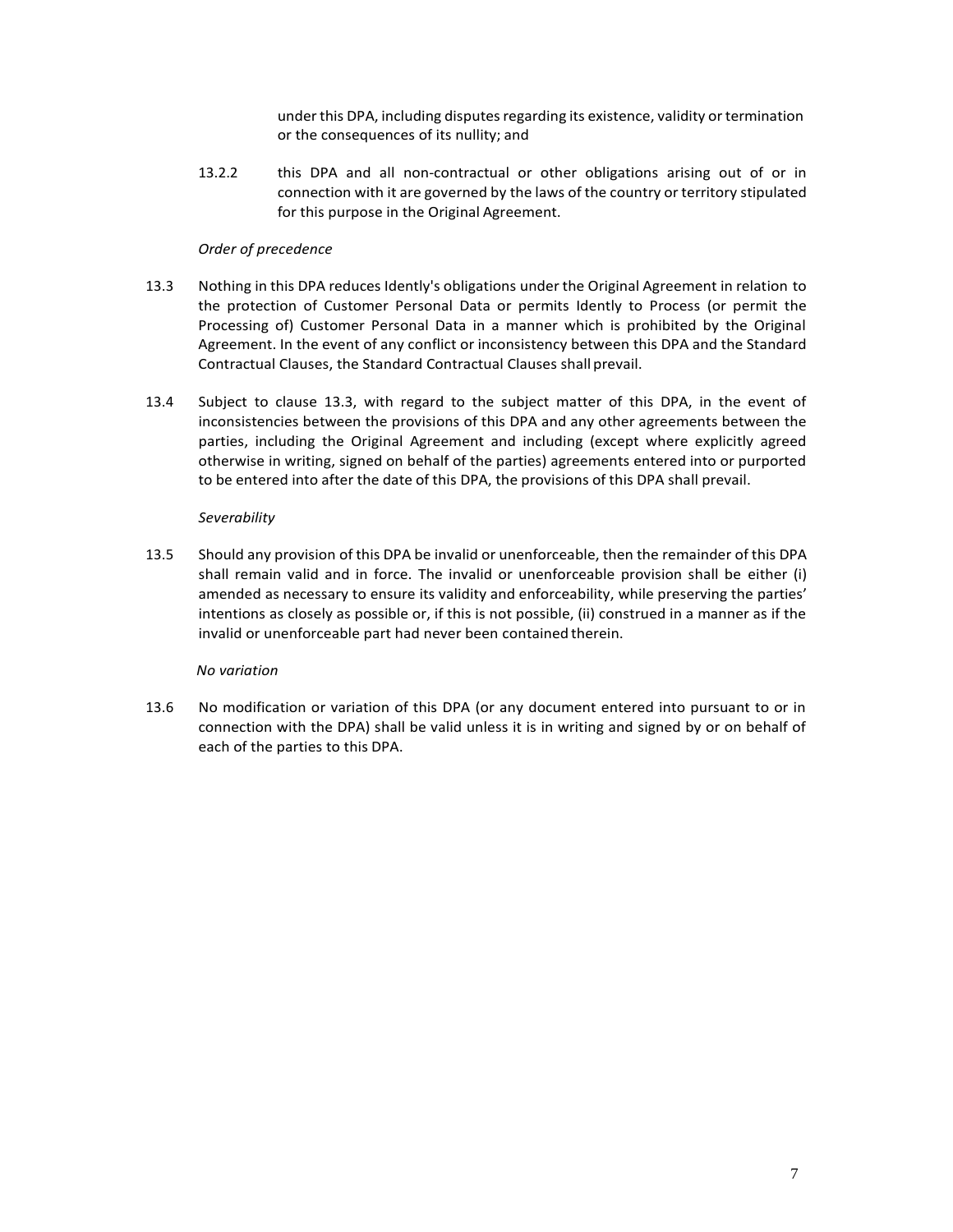under this DPA, including disputes regarding its existence, validity or termination or the consequences of its nullity; and

13.2.2 this DPA and all non-contractual or other obligations arising out of or in connection with it are governed by the laws of the country or territory stipulated for this purpose in the Original Agreement.

*Order of precedence*

13.3 Nothing in this DPA reduces Idently's obligations under the Original Agreement in relation to the protection of Customer Personal Data or permits Idently to Process (or permit the Processing of) Customer Personal Data in a manner which is prohibited by the Original Agreement. In the event of any conflict or inconsistency between this DPA and the Standard Contractual Clauses, the Standard Contractual Clauses shall prevail.

13.4 Subject to clause 13.3, with regard to the subject matter of this DPA, in the event of inconsistencies between the provisions of this DPA and any other agreements between the parties, including the Original Agreement and including (except where explicitly agreed otherwise in writing, signed on behalf of the parties) agreements entered into or purported to be entered into after the date of this DPA, the provisions of this DPA shall prevail.

*Severability*

13.5 Should any provision of this DPA be invalid or unenforceable, then the remainder of this DPA shall remain valid and in force. The invalid or unenforceable provision shall be either (i) amended as necessary to ensure its validity and enforceability, while preserving the parties' intentions as closely as possible or, if this is not possible, (ii) construed in a manner as if the invalid or unenforceable part had never been contained therein.

*No variation*

13.6 No modification or variation of this DPA (or any document entered into pursuant to or in connection with the DPA) shall be valid unless it is in writing and signed by or on behalf of each of the parties to this DPA.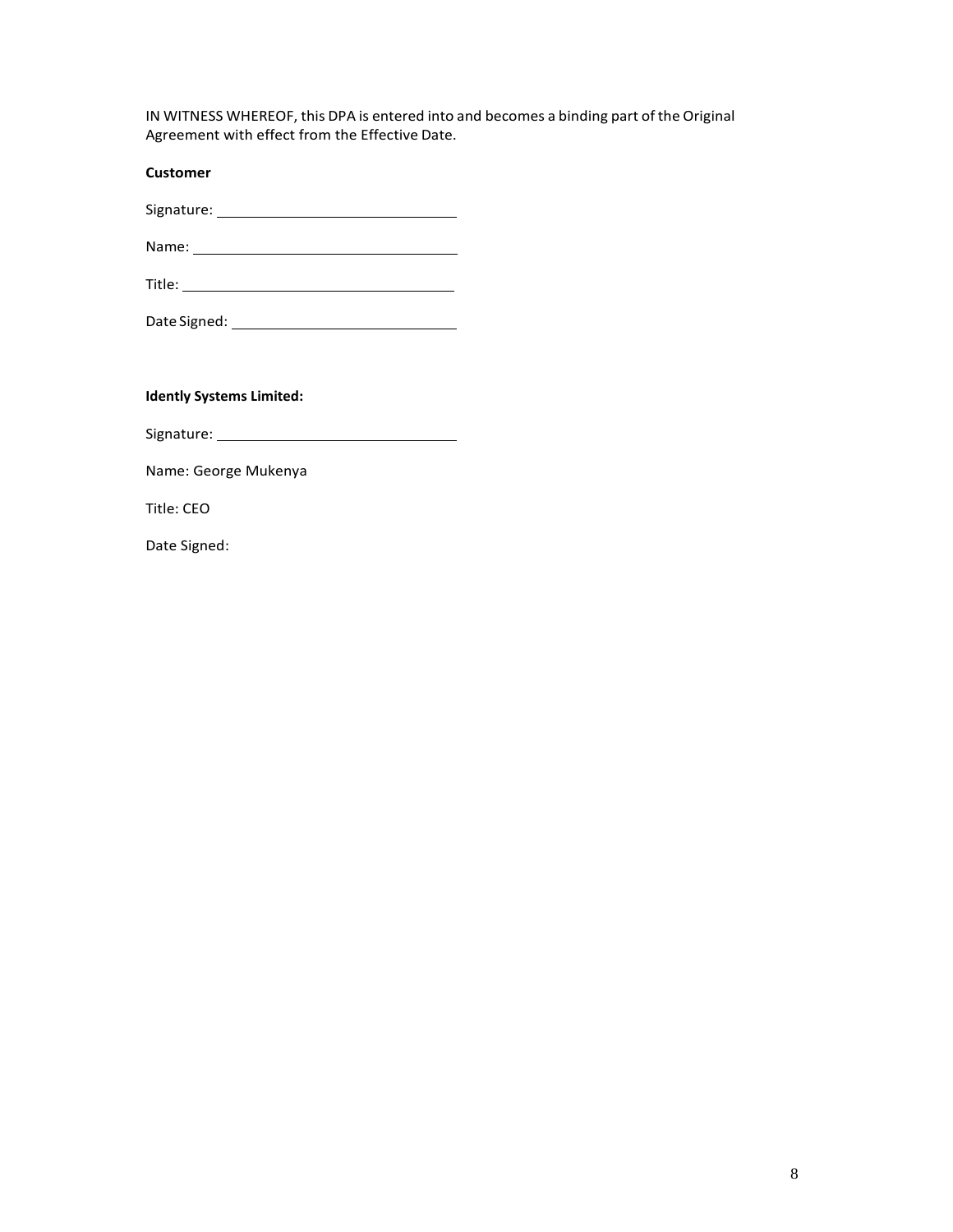IN WITNESS WHEREOF, this DPA is entered into and becomes a binding part of the Original Agreement with effect from the Effective Date.

**Customer**

Signature: ______________________________

Name: ________________________________

Title: ________________________________

Date Signed: ___________________________

**Idently Systems Limited:**

Signature: ______________________________

Name: George Mukenya

Title: CEO

Date Signed: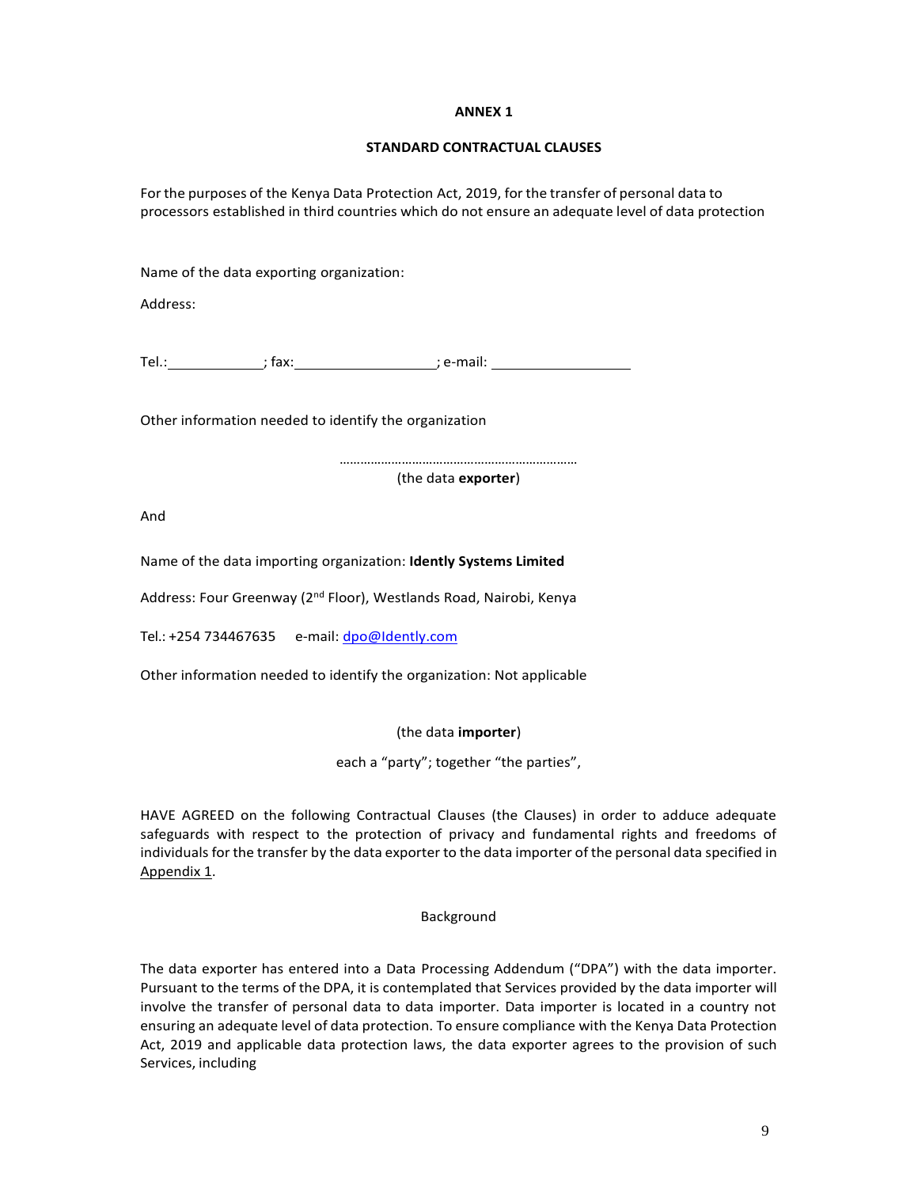# ANNEX 1

## STANDARD CONTRACTUAL CLAUSES

For the purposes of the Kenya Data Protection Act, 2019, for the transfer of personal data to processors established in third countries which do not ensure an adequate level of data protection

Name of the data exporting organization:

Address:

Tel.:\_\_\_\_\_\_\_\_\_\_\_\_\_\_; fax:\_\_\_\_\_\_\_\_\_\_\_\_\_\_\_\_\_\_\_\_; e-mail: \_\_\_\_\_\_\_\_\_\_\_\_\_\_\_\_\_\_\_\_

Other information needed to identify the organization

……………………………………………………………

(the data **exporter**)

And

Name of the data importing organization: **Idently Systems Limited**

Address: Four Greenway (2nd Floor), Westlands Road, Nairobi, Kenya

Tel.: +254 734467635 e-mail: dpo@Idently.com

Other information needed to identify the organization: Not applicable

(the data **importer**)

each a "party"; together "the parties",

HAVE AGREED on the following Contractual Clauses (the Clauses) in order to adduce adequate safeguards with respect to the protection of privacy and fundamental rights and freedoms of individuals for the transfer by the data exporter to the data importer of the personal data specified in Appendix 1.

Background

The data exporter has entered into a Data Processing Addendum ("DPA") with the data importer. Pursuant to the terms of the DPA, it is contemplated that Services provided by the data importer will involve the transfer of personal data to data importer. Data importer is located in a country not ensuring an adequate level of data protection. To ensure compliance with the Kenya Data Protection Act, 2019 and applicable data protection laws, the data exporter agrees to the provision of such Services, including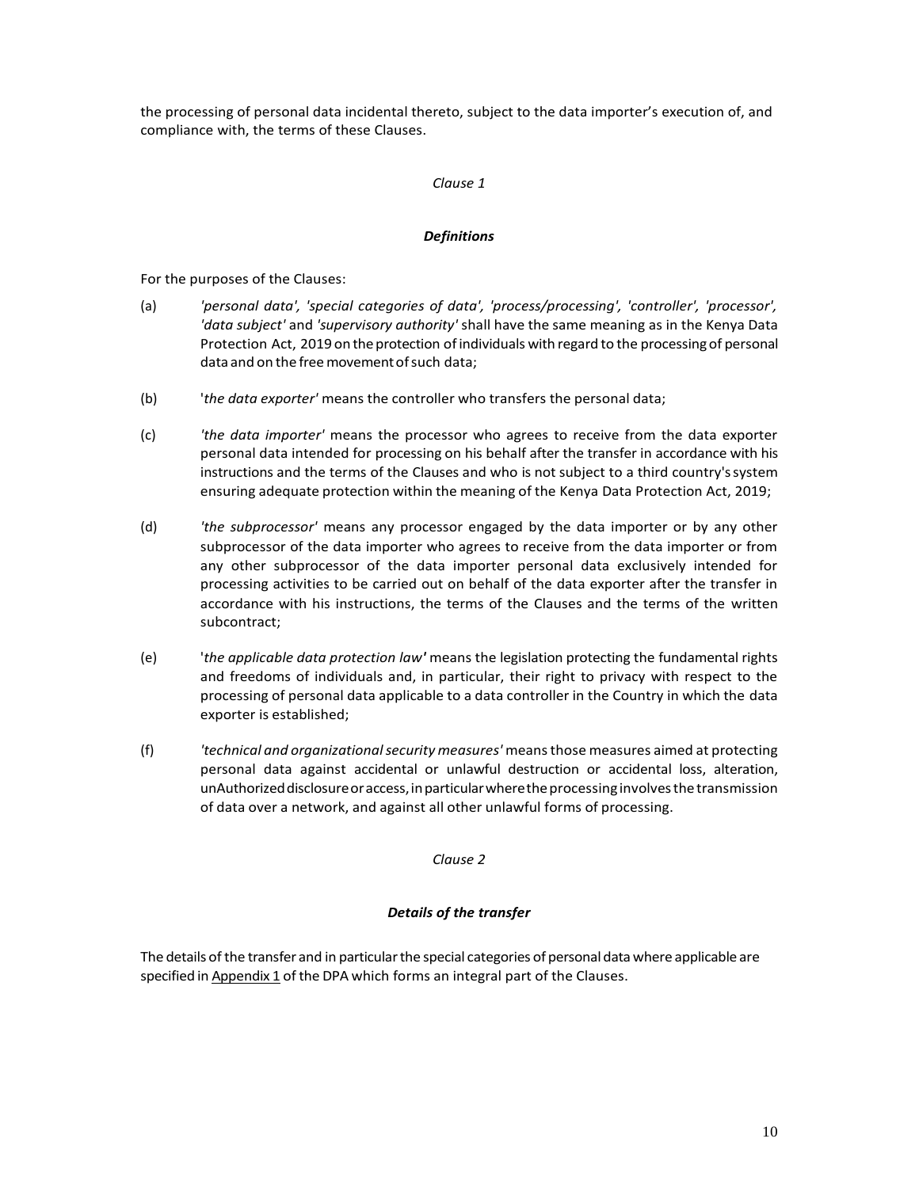the processing of personal data incidental thereto, subject to the data importer's execution of, and compliance with, the terms of these Clauses.

*Clause 1*

***Definitions***

For the purposes of the Clauses:

(a) *'personal data', 'special categories of data', 'process/processing', 'controller', 'processor', 'data subject'* and *'supervisory authority'* shall have the same meaning as in the Kenya Data Protection Act, 2019 on the protection of individuals with regard to the processing of personal data and on the free movement of such data;

(b) '*the data exporter'* means the controller who transfers the personal data;

(c) *'the data importer'* means the processor who agrees to receive from the data exporter personal data intended for processing on his behalf after the transfer in accordance with his instructions and the terms of the Clauses and who is not subject to a third country's system ensuring adequate protection within the meaning of the Kenya Data Protection Act, 2019;

(d) *'the subprocessor'* means any processor engaged by the data importer or by any other subprocessor of the data importer who agrees to receive from the data importer or from any other subprocessor of the data importer personal data exclusively intended for processing activities to be carried out on behalf of the data exporter after the transfer in accordance with his instructions, the terms of the Clauses and the terms of the written subcontract;

(e) '*the applicable data protection law***'** means the legislation protecting the fundamental rights and freedoms of individuals and, in particular, their right to privacy with respect to the processing of personal data applicable to a data controller in the Country in which the data exporter is established;

(f) *'technical and organizational security measures'* means those measures aimed at protecting personal data against accidental or unlawful destruction or accidental loss, alteration, unAuthorized disclosure or access, in particular where the processing involves the transmission of data over a network, and against all other unlawful forms of processing.

*Clause 2*

***Details of the transfer***

The details of the transfer and in particular the special categories of personal data where applicable are specified in Appendix 1 of the DPA which forms an integral part of the Clauses.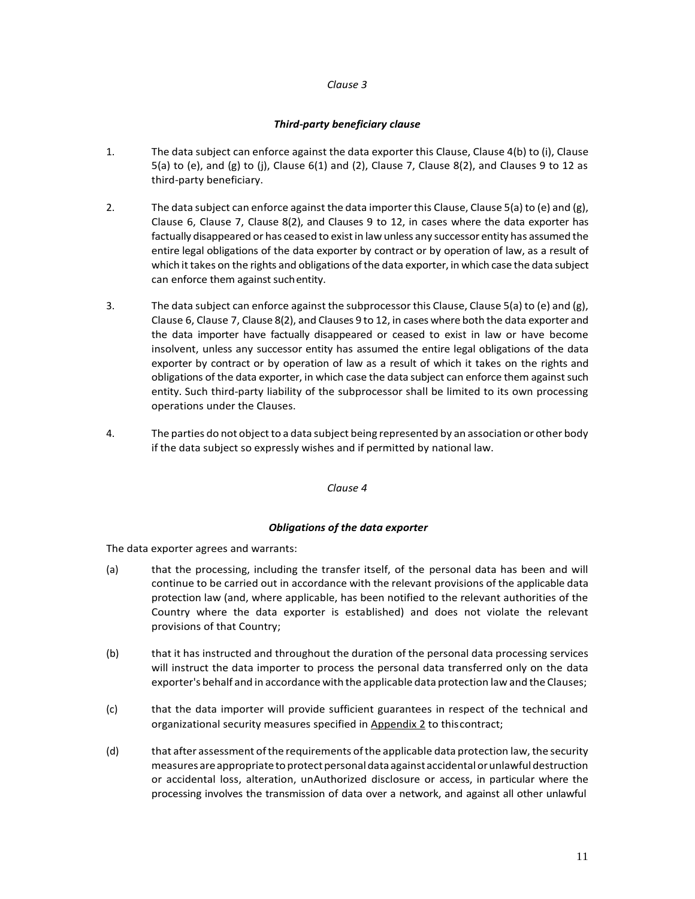*Clause 3*

***Third-party beneficiary clause***

1. The data subject can enforce against the data exporter this Clause, Clause 4(b) to (i), Clause 5(a) to (e), and (g) to (j), Clause 6(1) and (2), Clause 7, Clause 8(2), and Clauses 9 to 12 as third-party beneficiary.

2. The data subject can enforce against the data importer this Clause, Clause 5(a) to (e) and (g), Clause 6, Clause 7, Clause 8(2), and Clauses 9 to 12, in cases where the data exporter has factually disappeared or has ceased to exist in law unless any successor entity has assumed the entire legal obligations of the data exporter by contract or by operation of law, as a result of which it takes on the rights and obligations of the data exporter, in which case the data subject can enforce them against such entity.

3. The data subject can enforce against the subprocessor this Clause, Clause 5(a) to (e) and (g), Clause 6, Clause 7, Clause 8(2), and Clauses 9 to 12, in cases where both the data exporter and the data importer have factually disappeared or ceased to exist in law or have become insolvent, unless any successor entity has assumed the entire legal obligations of the data exporter by contract or by operation of law as a result of which it takes on the rights and obligations of the data exporter, in which case the data subject can enforce them against such entity. Such third-party liability of the subprocessor shall be limited to its own processing operations under the Clauses.

4. The parties do not object to a data subject being represented by an association or other body if the data subject so expressly wishes and if permitted by national law.

*Clause 4*

***Obligations of the data exporter***

The data exporter agrees and warrants:

(a) that the processing, including the transfer itself, of the personal data has been and will continue to be carried out in accordance with the relevant provisions of the applicable data protection law (and, where applicable, has been notified to the relevant authorities of the Country where the data exporter is established) and does not violate the relevant provisions of that Country;

(b) that it has instructed and throughout the duration of the personal data processing services will instruct the data importer to process the personal data transferred only on the data exporter's behalf and in accordance with the applicable data protection law and the Clauses;

(c) that the data importer will provide sufficient guarantees in respect of the technical and organizational security measures specified in Appendix 2 to this contract;

(d) that after assessment of the requirements of the applicable data protection law, the security measures are appropriate to protect personal data against accidental or unlawful destruction or accidental loss, alteration, unAuthorized disclosure or access, in particular where the processing involves the transmission of data over a network, and against all other unlawful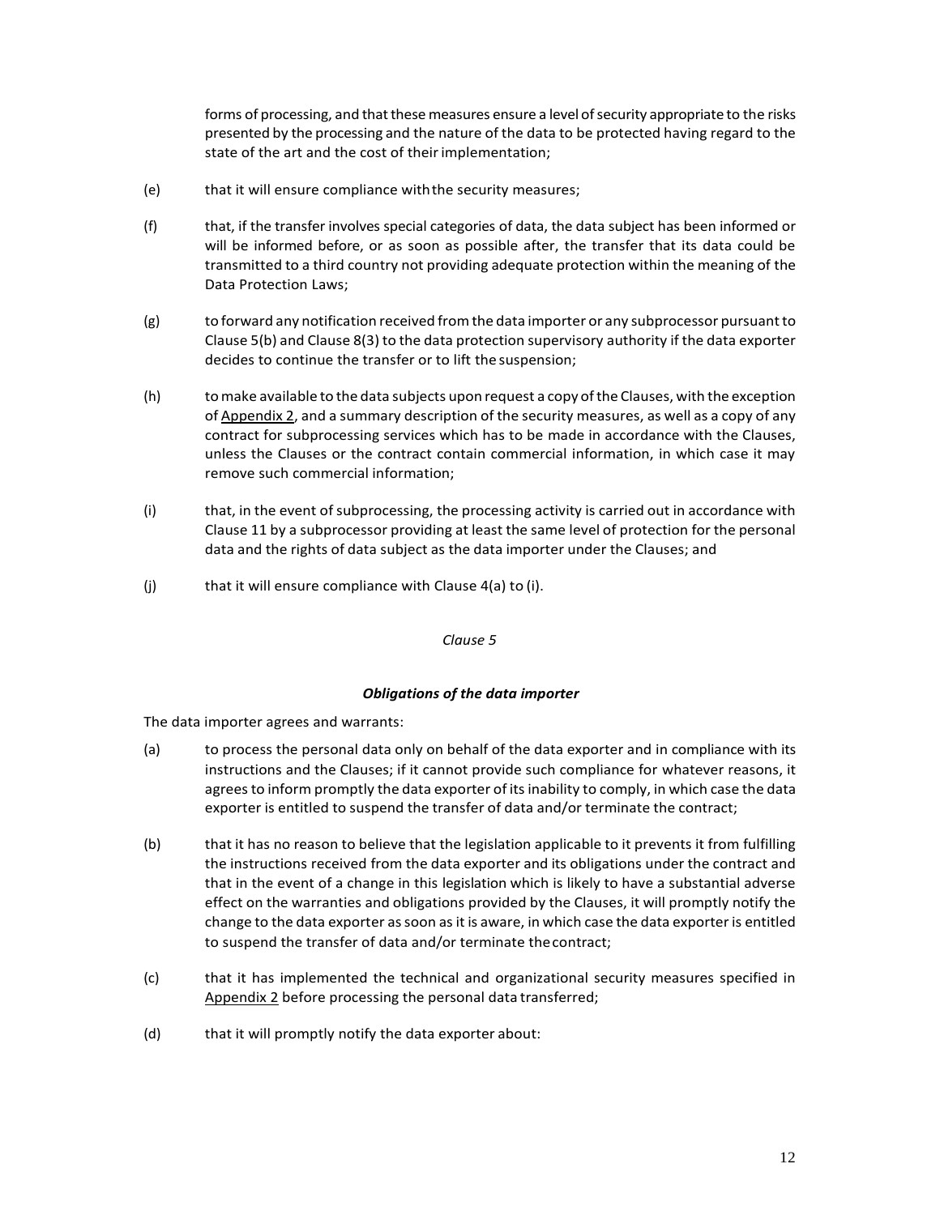forms of processing, and that these measures ensure a level of security appropriate to the risks presented by the processing and the nature of the data to be protected having regard to the state of the art and the cost of their implementation;

(e) that it will ensure compliance with the security measures;

(f) that, if the transfer involves special categories of data, the data subject has been informed or will be informed before, or as soon as possible after, the transfer that its data could be transmitted to a third country not providing adequate protection within the meaning of the Data Protection Laws;

(g) to forward any notification received from the data importer or any subprocessor pursuant to Clause 5(b) and Clause 8(3) to the data protection supervisory authority if the data exporter decides to continue the transfer or to lift the suspension;

(h) to make available to the data subjects upon request a copy of the Clauses, with the exception of Appendix 2, and a summary description of the security measures, as well as a copy of any contract for subprocessing services which has to be made in accordance with the Clauses, unless the Clauses or the contract contain commercial information, in which case it may remove such commercial information;

(i) that, in the event of subprocessing, the processing activity is carried out in accordance with Clause 11 by a subprocessor providing at least the same level of protection for the personal data and the rights of data subject as the data importer under the Clauses; and

(j) that it will ensure compliance with Clause 4(a) to (i).

*Clause 5*

***Obligations of the data importer***

The data importer agrees and warrants:

(a) to process the personal data only on behalf of the data exporter and in compliance with its instructions and the Clauses; if it cannot provide such compliance for whatever reasons, it agrees to inform promptly the data exporter of its inability to comply, in which case the data exporter is entitled to suspend the transfer of data and/or terminate the contract;

(b) that it has no reason to believe that the legislation applicable to it prevents it from fulfilling the instructions received from the data exporter and its obligations under the contract and that in the event of a change in this legislation which is likely to have a substantial adverse effect on the warranties and obligations provided by the Clauses, it will promptly notify the change to the data exporter as soon as it is aware, in which case the data exporter is entitled to suspend the transfer of data and/or terminate the contract;

(c) that it has implemented the technical and organizational security measures specified in Appendix 2 before processing the personal data transferred;

(d) that it will promptly notify the data exporter about: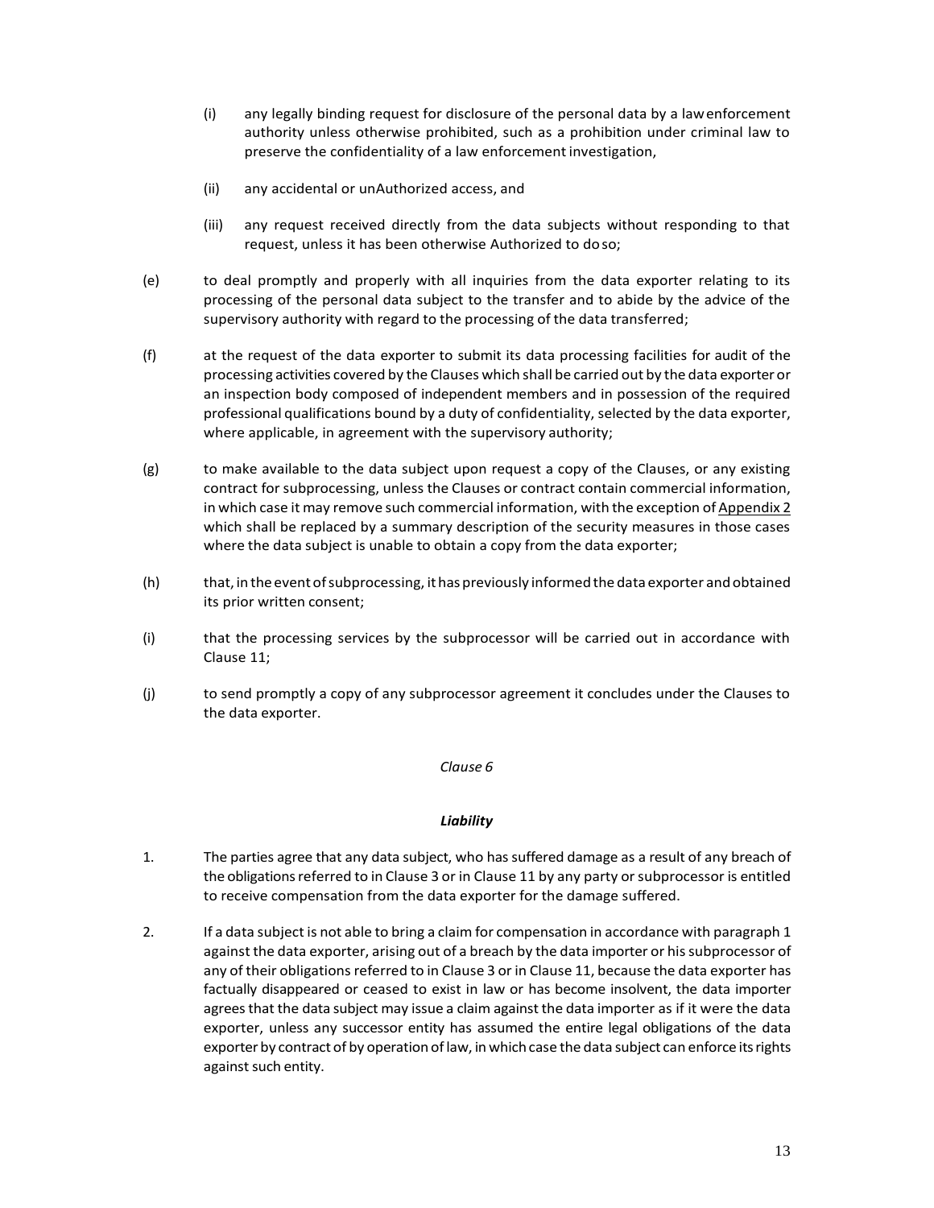(i) any legally binding request for disclosure of the personal data by a law enforcement authority unless otherwise prohibited, such as a prohibition under criminal law to preserve the confidentiality of a law enforcement investigation,

(ii) any accidental or unAuthorized access, and

(iii) any request received directly from the data subjects without responding to that request, unless it has been otherwise Authorized to do so;

(e) to deal promptly and properly with all inquiries from the data exporter relating to its processing of the personal data subject to the transfer and to abide by the advice of the supervisory authority with regard to the processing of the data transferred;

(f) at the request of the data exporter to submit its data processing facilities for audit of the processing activities covered by the Clauses which shall be carried out by the data exporter or an inspection body composed of independent members and in possession of the required professional qualifications bound by a duty of confidentiality, selected by the data exporter, where applicable, in agreement with the supervisory authority;

(g) to make available to the data subject upon request a copy of the Clauses, or any existing contract for subprocessing, unless the Clauses or contract contain commercial information, in which case it may remove such commercial information, with the exception of Appendix 2 which shall be replaced by a summary description of the security measures in those cases where the data subject is unable to obtain a copy from the data exporter;

(h) that, in the event of subprocessing, it has previously informed the data exporter and obtained its prior written consent;

(i) that the processing services by the subprocessor will be carried out in accordance with Clause 11;

(j) to send promptly a copy of any subprocessor agreement it concludes under the Clauses to the data exporter.

*Clause 6*

***Liability***

1. The parties agree that any data subject, who has suffered damage as a result of any breach of the obligations referred to in Clause 3 or in Clause 11 by any party or subprocessor is entitled to receive compensation from the data exporter for the damage suffered.

2. If a data subject is not able to bring a claim for compensation in accordance with paragraph 1 against the data exporter, arising out of a breach by the data importer or his subprocessor of any of their obligations referred to in Clause 3 or in Clause 11, because the data exporter has factually disappeared or ceased to exist in law or has become insolvent, the data importer agrees that the data subject may issue a claim against the data importer as if it were the data exporter, unless any successor entity has assumed the entire legal obligations of the data exporter by contract of by operation of law, in which case the data subject can enforce its rights against such entity.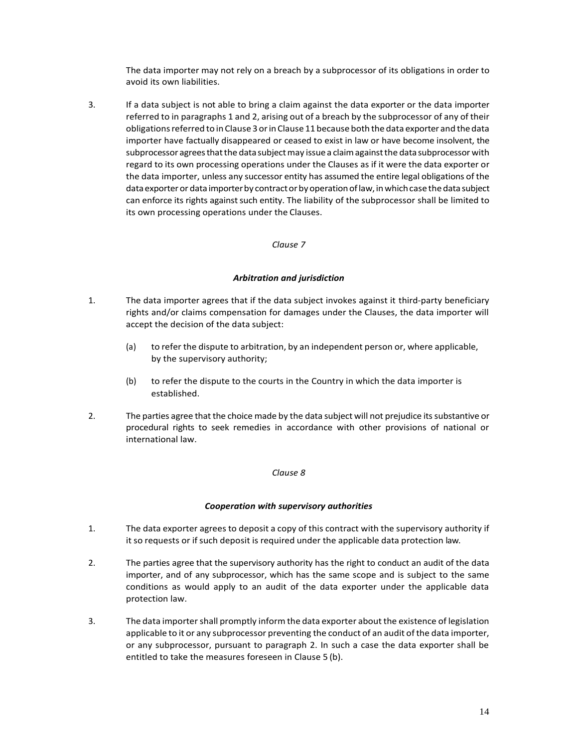The data importer may not rely on a breach by a subprocessor of its obligations in order to avoid its own liabilities.

3. If a data subject is not able to bring a claim against the data exporter or the data importer referred to in paragraphs 1 and 2, arising out of a breach by the subprocessor of any of their obligations referred to in Clause 3 or in Clause 11 because both the data exporter and the data importer have factually disappeared or ceased to exist in law or have become insolvent, the subprocessor agrees that the data subject may issue a claim against the data subprocessor with regard to its own processing operations under the Clauses as if it were the data exporter or the data importer, unless any successor entity has assumed the entire legal obligations of the data exporter or data importer by contract or by operation of law, in which case the data subject can enforce its rights against such entity. The liability of the subprocessor shall be limited to its own processing operations under the Clauses.

*Clause 7*

***Arbitration and jurisdiction***

1. The data importer agrees that if the data subject invokes against it third-party beneficiary rights and/or claims compensation for damages under the Clauses, the data importer will accept the decision of the data subject:

   (a) to refer the dispute to arbitration, by an independent person or, where applicable, by the supervisory authority;

   (b) to refer the dispute to the courts in the Country in which the data importer is established.

2. The parties agree that the choice made by the data subject will not prejudice its substantive or procedural rights to seek remedies in accordance with other provisions of national or international law.

*Clause 8*

***Cooperation with supervisory authorities***

1. The data exporter agrees to deposit a copy of this contract with the supervisory authority if it so requests or if such deposit is required under the applicable data protection law.

2. The parties agree that the supervisory authority has the right to conduct an audit of the data importer, and of any subprocessor, which has the same scope and is subject to the same conditions as would apply to an audit of the data exporter under the applicable data protection law.

3. The data importer shall promptly inform the data exporter about the existence of legislation applicable to it or any subprocessor preventing the conduct of an audit of the data importer, or any subprocessor, pursuant to paragraph 2. In such a case the data exporter shall be entitled to take the measures foreseen in Clause 5 (b).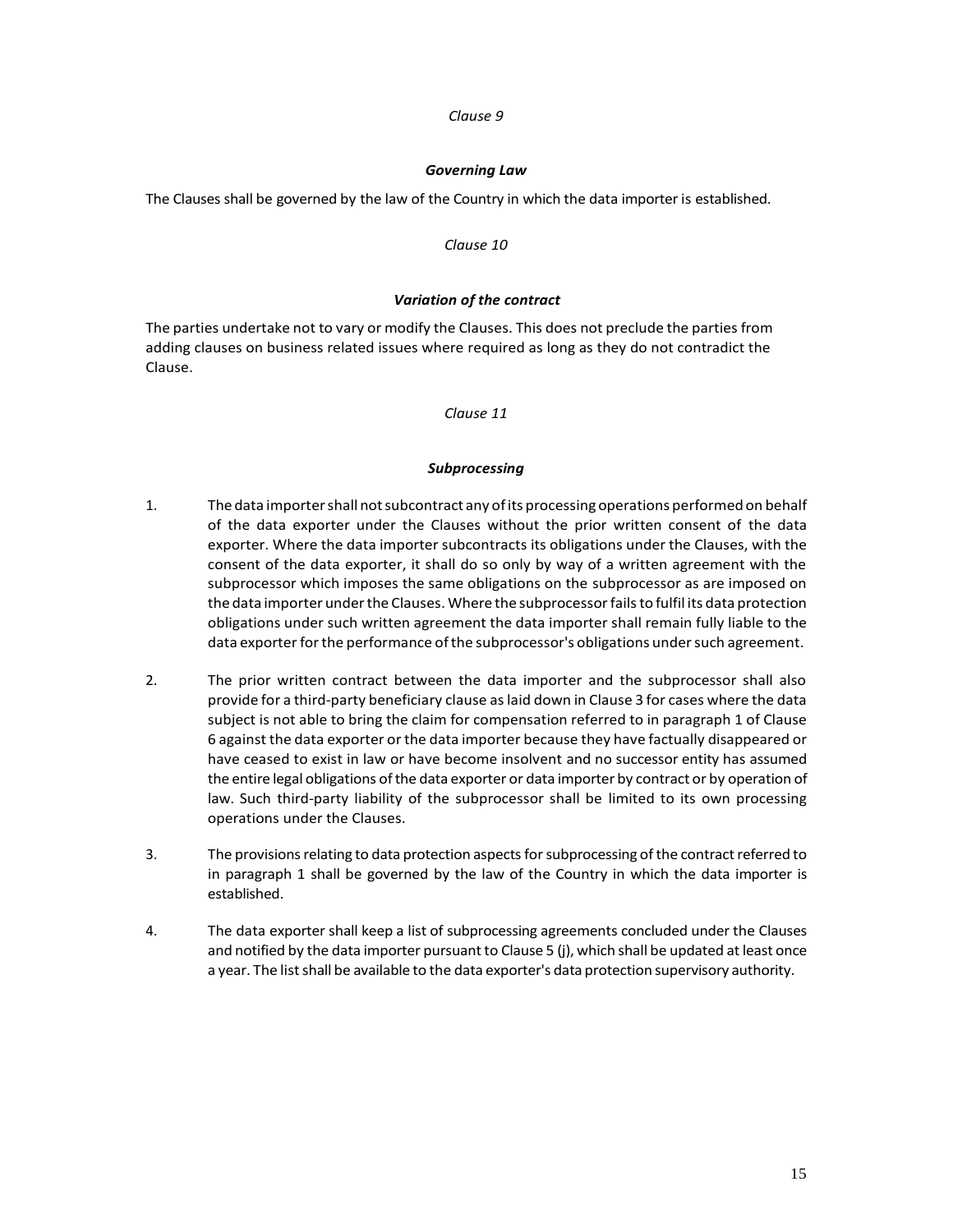*Clause 9*

***Governing Law***

The Clauses shall be governed by the law of the Country in which the data importer is established.

*Clause 10*

***Variation of the contract***

The parties undertake not to vary or modify the Clauses. This does not preclude the parties from adding clauses on business related issues where required as long as they do not contradict the Clause.

*Clause 11*

***Subprocessing***

1. The data importer shall not subcontract any of its processing operations performed on behalf of the data exporter under the Clauses without the prior written consent of the data exporter. Where the data importer subcontracts its obligations under the Clauses, with the consent of the data exporter, it shall do so only by way of a written agreement with the subprocessor which imposes the same obligations on the subprocessor as are imposed on the data importer under the Clauses. Where the subprocessor fails to fulfil its data protection obligations under such written agreement the data importer shall remain fully liable to the data exporter for the performance of the subprocessor's obligations under such agreement.

2. The prior written contract between the data importer and the subprocessor shall also provide for a third-party beneficiary clause as laid down in Clause 3 for cases where the data subject is not able to bring the claim for compensation referred to in paragraph 1 of Clause 6 against the data exporter or the data importer because they have factually disappeared or have ceased to exist in law or have become insolvent and no successor entity has assumed the entire legal obligations of the data exporter or data importer by contract or by operation of law. Such third-party liability of the subprocessor shall be limited to its own processing operations under the Clauses.

3. The provisions relating to data protection aspects for subprocessing of the contract referred to in paragraph 1 shall be governed by the law of the Country in which the data importer is established.

4. The data exporter shall keep a list of subprocessing agreements concluded under the Clauses and notified by the data importer pursuant to Clause 5 (j), which shall be updated at least once a year. The list shall be available to the data exporter's data protection supervisory authority.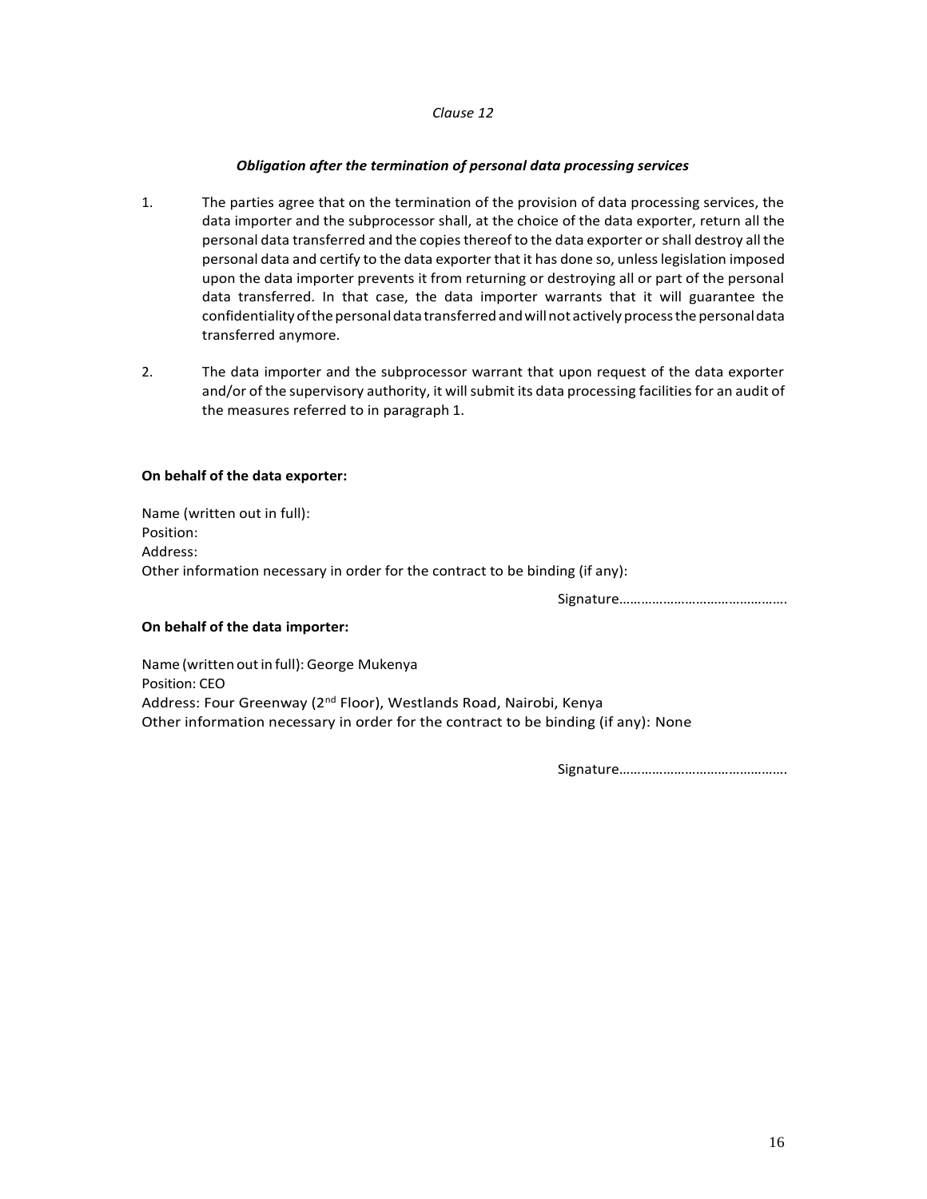*Clause 12*

***Obligation after the termination of personal data processing services***

1. The parties agree that on the termination of the provision of data processing services, the data importer and the subprocessor shall, at the choice of the data exporter, return all the personal data transferred and the copies thereof to the data exporter or shall destroy all the personal data and certify to the data exporter that it has done so, unless legislation imposed upon the data importer prevents it from returning or destroying all or part of the personal data transferred. In that case, the data importer warrants that it will guarantee the confidentiality of the personal data transferred and will not actively process the personal data transferred anymore.

2. The data importer and the subprocessor warrant that upon request of the data exporter and/or of the supervisory authority, it will submit its data processing facilities for an audit of the measures referred to in paragraph 1.

**On behalf of the data exporter:**

Name (written out in full):
Position:
Address:
Other information necessary in order for the contract to be binding (if any):

Signature……………………………………….

**On behalf of the data importer:**

Name (written out in full): George Mukenya
Position: CEO
Address: Four Greenway (2nd Floor), Westlands Road, Nairobi, Kenya
Other information necessary in order for the contract to be binding (if any): None

Signature……………………………………….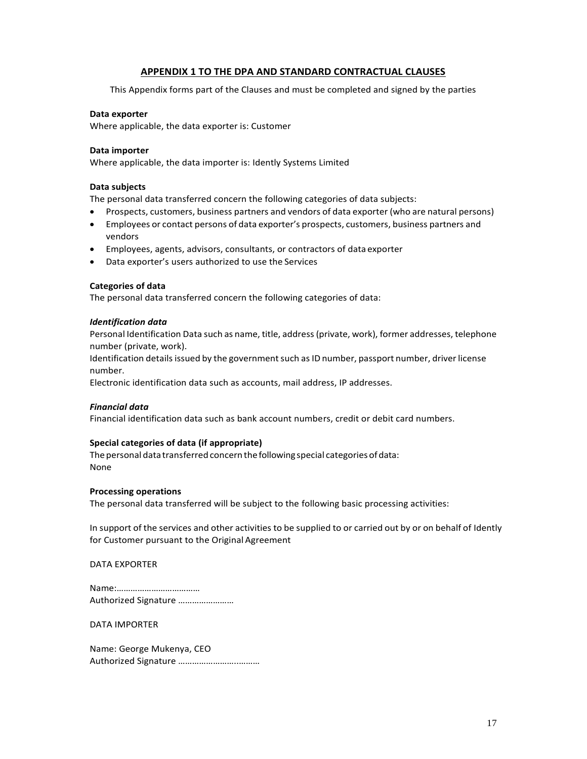## APPENDIX 1 TO THE DPA AND STANDARD CONTRACTUAL CLAUSES

This Appendix forms part of the Clauses and must be completed and signed by the parties

**Data exporter**
Where applicable, the data exporter is: Customer

**Data importer**
Where applicable, the data importer is: Idently Systems Limited

**Data subjects**
The personal data transferred concern the following categories of data subjects:

- Prospects, customers, business partners and vendors of data exporter (who are natural persons)
- Employees or contact persons of data exporter's prospects, customers, business partners and vendors
- Employees, agents, advisors, consultants, or contractors of data exporter
- Data exporter's users authorized to use the Services

**Categories of data**
The personal data transferred concern the following categories of data:

***Identification data***
Personal Identification Data such as name, title, address (private, work), former addresses, telephone number (private, work).
Identification details issued by the government such as ID number, passport number, driver license number.
Electronic identification data such as accounts, mail address, IP addresses.

***Financial data***
Financial identification data such as bank account numbers, credit or debit card numbers.

**Special categories of data (if appropriate)**
The personal data transferred concern the following special categories of data:
None

**Processing operations**
The personal data transferred will be subject to the following basic processing activities:

In support of the services and other activities to be supplied to or carried out by or on behalf of Idently for Customer pursuant to the Original Agreement

DATA EXPORTER

Name:………………………………
Authorized Signature ……………………

DATA IMPORTER

Name: George Mukenya, CEO
Authorized Signature ……………………..………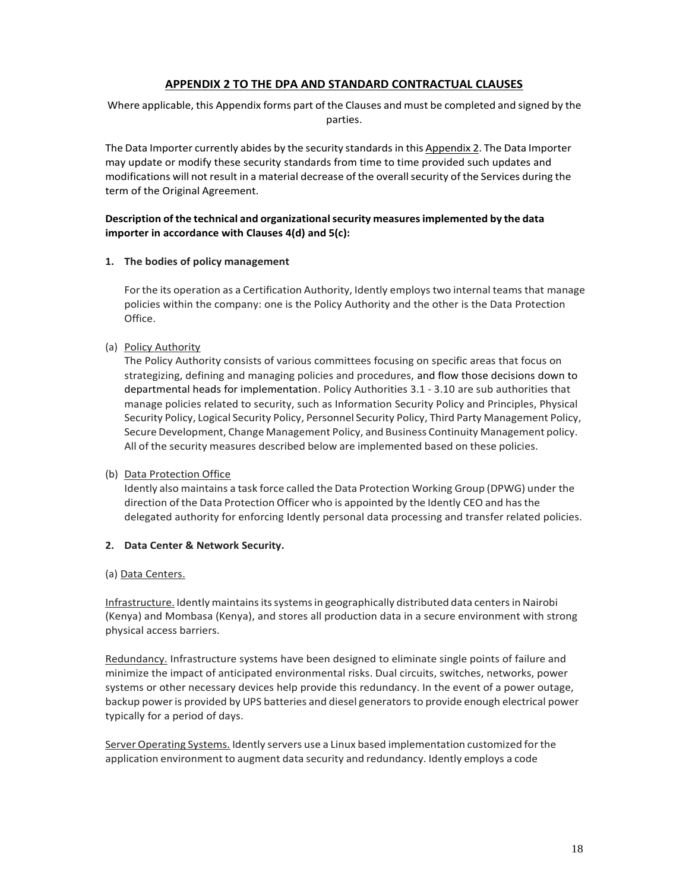## APPENDIX 2 TO THE DPA AND STANDARD CONTRACTUAL CLAUSES

Where applicable, this Appendix forms part of the Clauses and must be completed and signed by the parties.

The Data Importer currently abides by the security standards in this Appendix 2. The Data Importer may update or modify these security standards from time to time provided such updates and modifications will not result in a material decrease of the overall security of the Services during the term of the Original Agreement.

**Description of the technical and organizational security measures implemented by the data importer in accordance with Clauses 4(d) and 5(c):**

**1. The bodies of policy management**

For the its operation as a Certification Authority, Idently employs two internal teams that manage policies within the company: one is the Policy Authority and the other is the Data Protection Office.

(a) Policy Authority

The Policy Authority consists of various committees focusing on specific areas that focus on strategizing, defining and managing policies and procedures, and flow those decisions down to departmental heads for implementation. Policy Authorities 3.1 - 3.10 are sub authorities that manage policies related to security, such as Information Security Policy and Principles, Physical Security Policy, Logical Security Policy, Personnel Security Policy, Third Party Management Policy, Secure Development, Change Management Policy, and Business Continuity Management policy. All of the security measures described below are implemented based on these policies.

(b) Data Protection Office

Idently also maintains a task force called the Data Protection Working Group (DPWG) under the direction of the Data Protection Officer who is appointed by the Idently CEO and has the delegated authority for enforcing Idently personal data processing and transfer related policies.

**2. Data Center & Network Security.**

(a) Data Centers.

Infrastructure. Idently maintains its systems in geographically distributed data centers in Nairobi (Kenya) and Mombasa (Kenya), and stores all production data in a secure environment with strong physical access barriers.

Redundancy. Infrastructure systems have been designed to eliminate single points of failure and minimize the impact of anticipated environmental risks. Dual circuits, switches, networks, power systems or other necessary devices help provide this redundancy. In the event of a power outage, backup power is provided by UPS batteries and diesel generators to provide enough electrical power typically for a period of days.

Server Operating Systems. Idently servers use a Linux based implementation customized for the application environment to augment data security and redundancy. Idently employs a code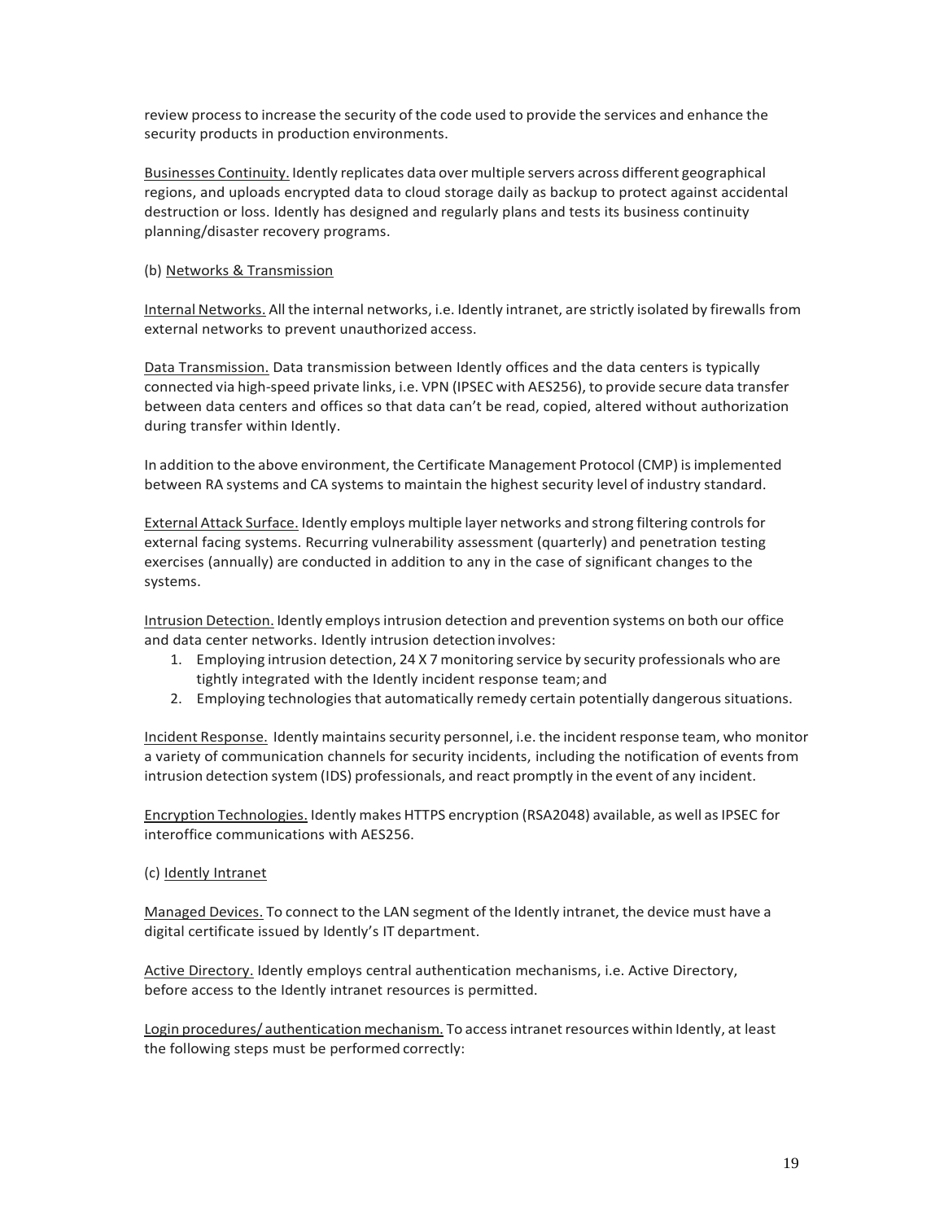review process to increase the security of the code used to provide the services and enhance the security products in production environments.

Businesses Continuity. Idently replicates data over multiple servers across different geographical regions, and uploads encrypted data to cloud storage daily as backup to protect against accidental destruction or loss. Idently has designed and regularly plans and tests its business continuity planning/disaster recovery programs.

(b) Networks & Transmission

Internal Networks. All the internal networks, i.e. Idently intranet, are strictly isolated by firewalls from external networks to prevent unauthorized access.

Data Transmission. Data transmission between Idently offices and the data centers is typically connected via high-speed private links, i.e. VPN (IPSEC with AES256), to provide secure data transfer between data centers and offices so that data can't be read, copied, altered without authorization during transfer within Idently.

In addition to the above environment, the Certificate Management Protocol (CMP) is implemented between RA systems and CA systems to maintain the highest security level of industry standard.

External Attack Surface. Idently employs multiple layer networks and strong filtering controls for external facing systems. Recurring vulnerability assessment (quarterly) and penetration testing exercises (annually) are conducted in addition to any in the case of significant changes to the systems.

Intrusion Detection. Idently employs intrusion detection and prevention systems on both our office and data center networks. Idently intrusion detection involves:

1. Employing intrusion detection, 24 X 7 monitoring service by security professionals who are tightly integrated with the Idently incident response team; and
2. Employing technologies that automatically remedy certain potentially dangerous situations.

Incident Response. Idently maintains security personnel, i.e. the incident response team, who monitor a variety of communication channels for security incidents, including the notification of events from intrusion detection system (IDS) professionals, and react promptly in the event of any incident.

Encryption Technologies. Idently makes HTTPS encryption (RSA2048) available, as well as IPSEC for interoffice communications with AES256.

(c) Idently Intranet

Managed Devices. To connect to the LAN segment of the Idently intranet, the device must have a digital certificate issued by Idently's IT department.

Active Directory. Idently employs central authentication mechanisms, i.e. Active Directory, before access to the Idently intranet resources is permitted.

Login procedures/ authentication mechanism. To access intranet resources within Idently, at least the following steps must be performed correctly: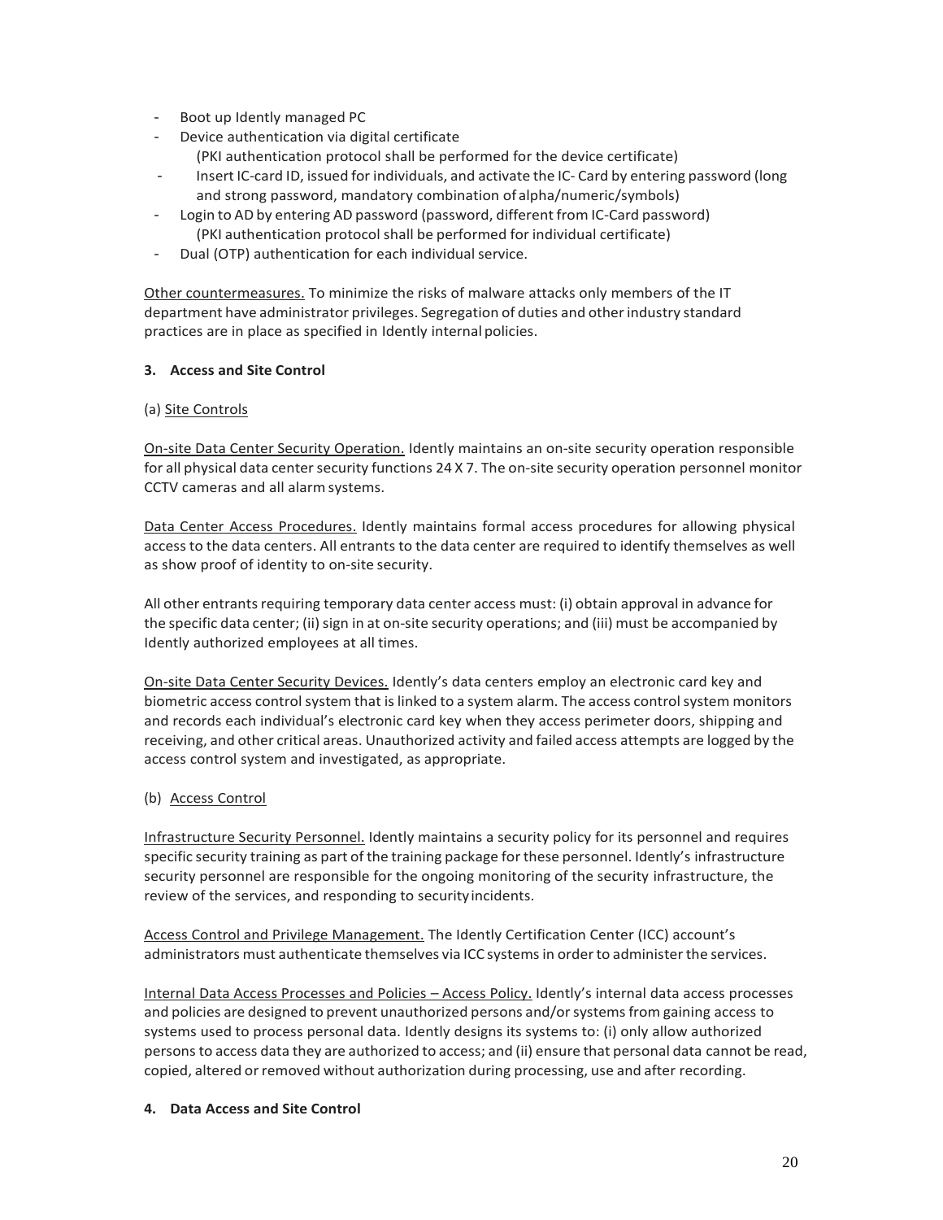- Boot up Idently managed PC
- Device authentication via digital certificate
  (PKI authentication protocol shall be performed for the device certificate)
- Insert IC-card ID, issued for individuals, and activate the IC- Card by entering password (long and strong password, mandatory combination of alpha/numeric/symbols)
- Login to AD by entering AD password (password, different from IC-Card password)
  (PKI authentication protocol shall be performed for individual certificate)
- Dual (OTP) authentication for each individual service.

Other countermeasures. To minimize the risks of malware attacks only members of the IT department have administrator privileges. Segregation of duties and other industry standard practices are in place as specified in Idently internal policies.

**3. Access and Site Control**

(a) Site Controls

On-site Data Center Security Operation. Idently maintains an on-site security operation responsible for all physical data center security functions 24 X 7. The on-site security operation personnel monitor CCTV cameras and all alarm systems.

Data Center Access Procedures. Idently maintains formal access procedures for allowing physical access to the data centers. All entrants to the data center are required to identify themselves as well as show proof of identity to on-site security.

All other entrants requiring temporary data center access must: (i) obtain approval in advance for the specific data center; (ii) sign in at on-site security operations; and (iii) must be accompanied by Idently authorized employees at all times.

On-site Data Center Security Devices. Idently's data centers employ an electronic card key and biometric access control system that is linked to a system alarm. The access control system monitors and records each individual's electronic card key when they access perimeter doors, shipping and receiving, and other critical areas. Unauthorized activity and failed access attempts are logged by the access control system and investigated, as appropriate.

(b) Access Control

Infrastructure Security Personnel. Idently maintains a security policy for its personnel and requires specific security training as part of the training package for these personnel. Idently's infrastructure security personnel are responsible for the ongoing monitoring of the security infrastructure, the review of the services, and responding to security incidents.

Access Control and Privilege Management. The Idently Certification Center (ICC) account's administrators must authenticate themselves via ICC systems in order to administer the services.

Internal Data Access Processes and Policies – Access Policy. Idently's internal data access processes and policies are designed to prevent unauthorized persons and/or systems from gaining access to systems used to process personal data. Idently designs its systems to: (i) only allow authorized persons to access data they are authorized to access; and (ii) ensure that personal data cannot be read, copied, altered or removed without authorization during processing, use and after recording.

**4. Data Access and Site Control**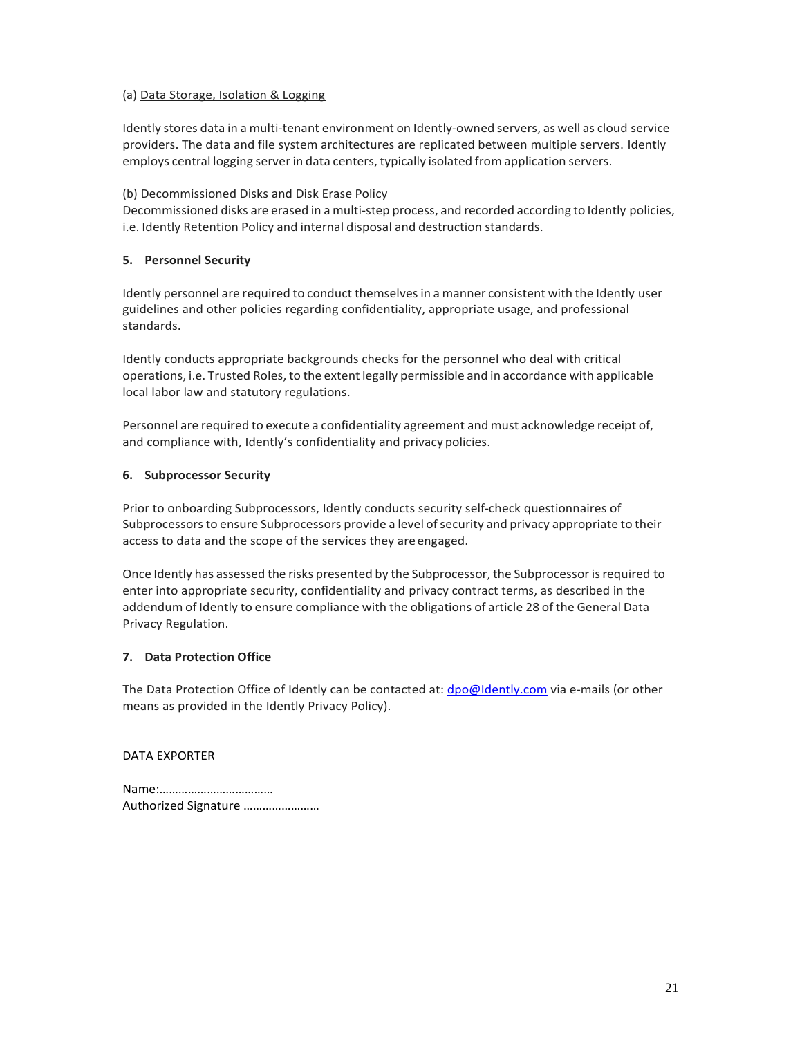(a) Data Storage, Isolation & Logging

Idently stores data in a multi-tenant environment on Idently-owned servers, as well as cloud service providers. The data and file system architectures are replicated between multiple servers. Idently employs central logging server in data centers, typically isolated from application servers.

(b) Decommissioned Disks and Disk Erase Policy

Decommissioned disks are erased in a multi-step process, and recorded according to Idently policies, i.e. Idently Retention Policy and internal disposal and destruction standards.

**5. Personnel Security**

Idently personnel are required to conduct themselves in a manner consistent with the Idently user guidelines and other policies regarding confidentiality, appropriate usage, and professional standards.

Idently conducts appropriate backgrounds checks for the personnel who deal with critical operations, i.e. Trusted Roles, to the extent legally permissible and in accordance with applicable local labor law and statutory regulations.

Personnel are required to execute a confidentiality agreement and must acknowledge receipt of, and compliance with, Idently's confidentiality and privacy policies.

**6. Subprocessor Security**

Prior to onboarding Subprocessors, Idently conducts security self-check questionnaires of Subprocessors to ensure Subprocessors provide a level of security and privacy appropriate to their access to data and the scope of the services they are engaged.

Once Idently has assessed the risks presented by the Subprocessor, the Subprocessor is required to enter into appropriate security, confidentiality and privacy contract terms, as described in the addendum of Idently to ensure compliance with the obligations of article 28 of the General Data Privacy Regulation.

**7. Data Protection Office**

The Data Protection Office of Idently can be contacted at: dpo@Idently.com via e-mails (or other means as provided in the Idently Privacy Policy).

DATA EXPORTER

Name:………………………………
Authorized Signature ……………………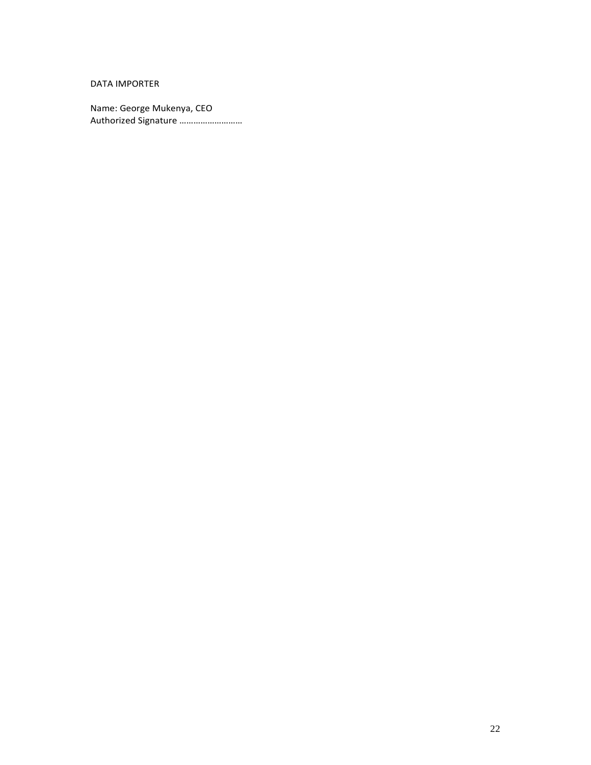DATA IMPORTER

Name: George Mukenya, CEO
Authorized Signature ……………………..